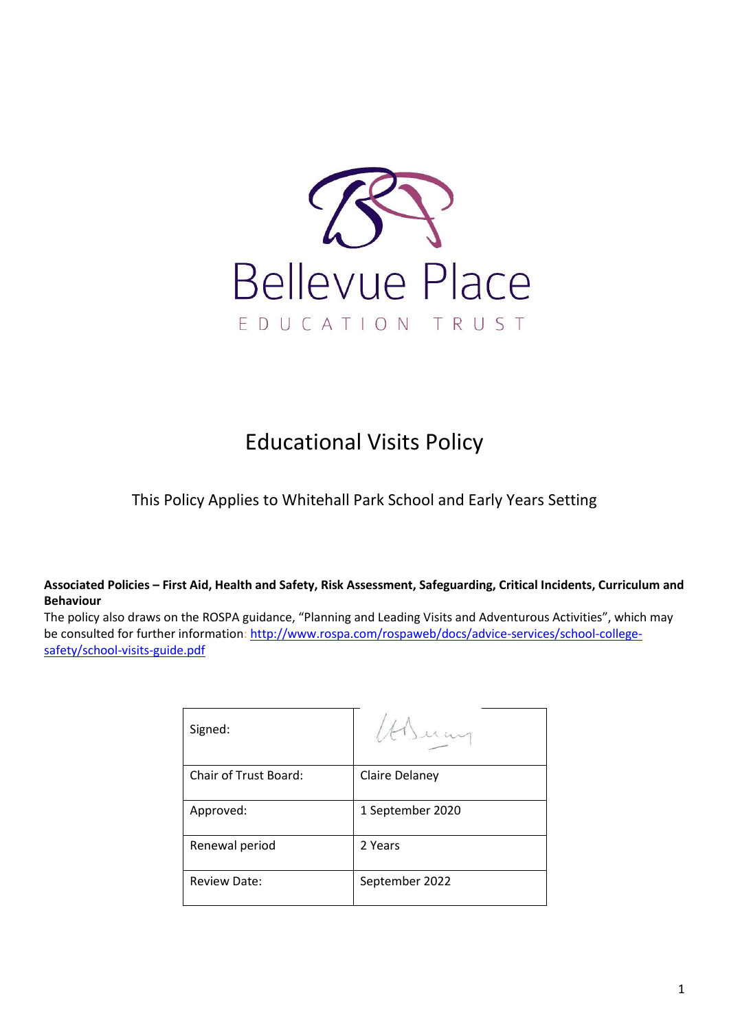Bellevue Place

EDUCATION TRUST

# Educational Visits Policy

This Policy Applies to Whitehall Park School and Early Years Setting

**Associated Policies – First Aid, Health and Safety, Risk Assessment, Safeguarding, Critical Incidents, Curriculum and Behaviour**

The policy also draws on the ROSPA guidance, "Planning and Leading Visits and Adventurous Activities", which may be consulted for further information: http://www.rospa.com/rospaweb/docs/advice-services/school-college-safety/school-visits-guide.pdf

| Signed: | |
|---|---|
| Chair of Trust Board: | Claire Delaney |
| Approved: | 1 September 2020 |
| Renewal period | 2 Years |
| Review Date: | September 2022 |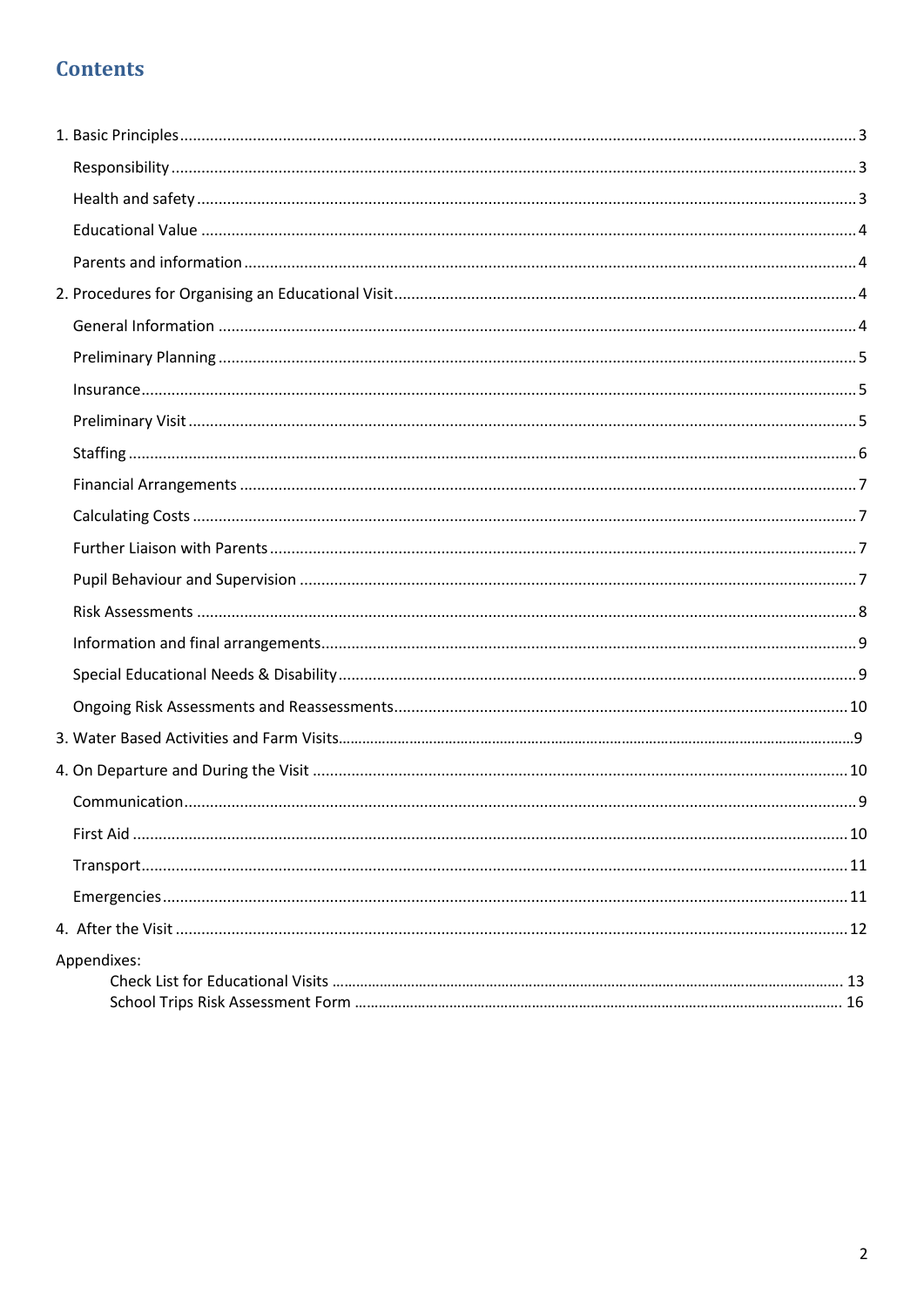## Contents

1. Basic Principles ..... 3
   - Responsibility ..... 3
   - Health and safety ..... 3
   - Educational Value ..... 4
   - Parents and information ..... 4
2. Procedures for Organising an Educational Visit ..... 4
   - General Information ..... 4
   - Preliminary Planning ..... 5
   - Insurance ..... 5
   - Preliminary Visit ..... 5
   - Staffing ..... 6
   - Financial Arrangements ..... 7
   - Calculating Costs ..... 7
   - Further Liaison with Parents ..... 7
   - Pupil Behaviour and Supervision ..... 7
   - Risk Assessments ..... 8
   - Information and final arrangements ..... 9
   - Special Educational Needs & Disability ..... 9
   - Ongoing Risk Assessments and Reassessments ..... 10
3. Water Based Activities and Farm Visits ..... 9
4. On Departure and During the Visit ..... 10
   - Communication ..... 9
   - First Aid ..... 10
   - Transport ..... 11
   - Emergencies ..... 11
4. After the Visit ..... 12

Appendixes:
- Check List for Educational Visits ..... 13
- School Trips Risk Assessment Form ..... 16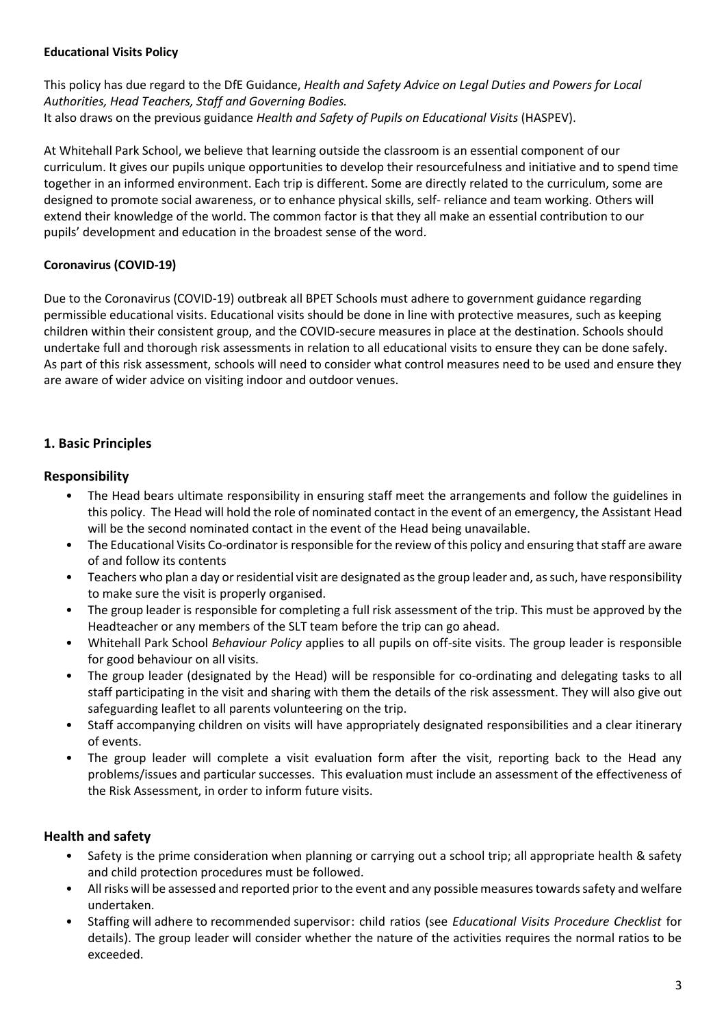**Educational Visits Policy**

This policy has due regard to the DfE Guidance, *Health and Safety Advice on Legal Duties and Powers for Local Authorities, Head Teachers, Staff and Governing Bodies.*
It also draws on the previous guidance *Health and Safety of Pupils on Educational Visits* (HASPEV).

At Whitehall Park School, we believe that learning outside the classroom is an essential component of our curriculum. It gives our pupils unique opportunities to develop their resourcefulness and initiative and to spend time together in an informed environment. Each trip is different. Some are directly related to the curriculum, some are designed to promote social awareness, or to enhance physical skills, self- reliance and team working. Others will extend their knowledge of the world. The common factor is that they all make an essential contribution to our pupils' development and education in the broadest sense of the word.

**Coronavirus (COVID-19)**

Due to the Coronavirus (COVID-19) outbreak all BPET Schools must adhere to government guidance regarding permissible educational visits. Educational visits should be done in line with protective measures, such as keeping children within their consistent group, and the COVID-secure measures in place at the destination. Schools should undertake full and thorough risk assessments in relation to all educational visits to ensure they can be done safely. As part of this risk assessment, schools will need to consider what control measures need to be used and ensure they are aware of wider advice on visiting indoor and outdoor venues.

## 1. Basic Principles

### Responsibility

- The Head bears ultimate responsibility in ensuring staff meet the arrangements and follow the guidelines in this policy. The Head will hold the role of nominated contact in the event of an emergency, the Assistant Head will be the second nominated contact in the event of the Head being unavailable.
- The Educational Visits Co-ordinator is responsible for the review of this policy and ensuring that staff are aware of and follow its contents
- Teachers who plan a day or residential visit are designated as the group leader and, as such, have responsibility to make sure the visit is properly organised.
- The group leader is responsible for completing a full risk assessment of the trip. This must be approved by the Headteacher or any members of the SLT team before the trip can go ahead.
- Whitehall Park School *Behaviour Policy* applies to all pupils on off-site visits. The group leader is responsible for good behaviour on all visits.
- The group leader (designated by the Head) will be responsible for co-ordinating and delegating tasks to all staff participating in the visit and sharing with them the details of the risk assessment. They will also give out safeguarding leaflet to all parents volunteering on the trip.
- Staff accompanying children on visits will have appropriately designated responsibilities and a clear itinerary of events.
- The group leader will complete a visit evaluation form after the visit, reporting back to the Head any problems/issues and particular successes. This evaluation must include an assessment of the effectiveness of the Risk Assessment, in order to inform future visits.

### Health and safety

- Safety is the prime consideration when planning or carrying out a school trip; all appropriate health & safety and child protection procedures must be followed.
- All risks will be assessed and reported prior to the event and any possible measures towards safety and welfare undertaken.
- Staffing will adhere to recommended supervisor: child ratios (see *Educational Visits Procedure Checklist* for details). The group leader will consider whether the nature of the activities requires the normal ratios to be exceeded.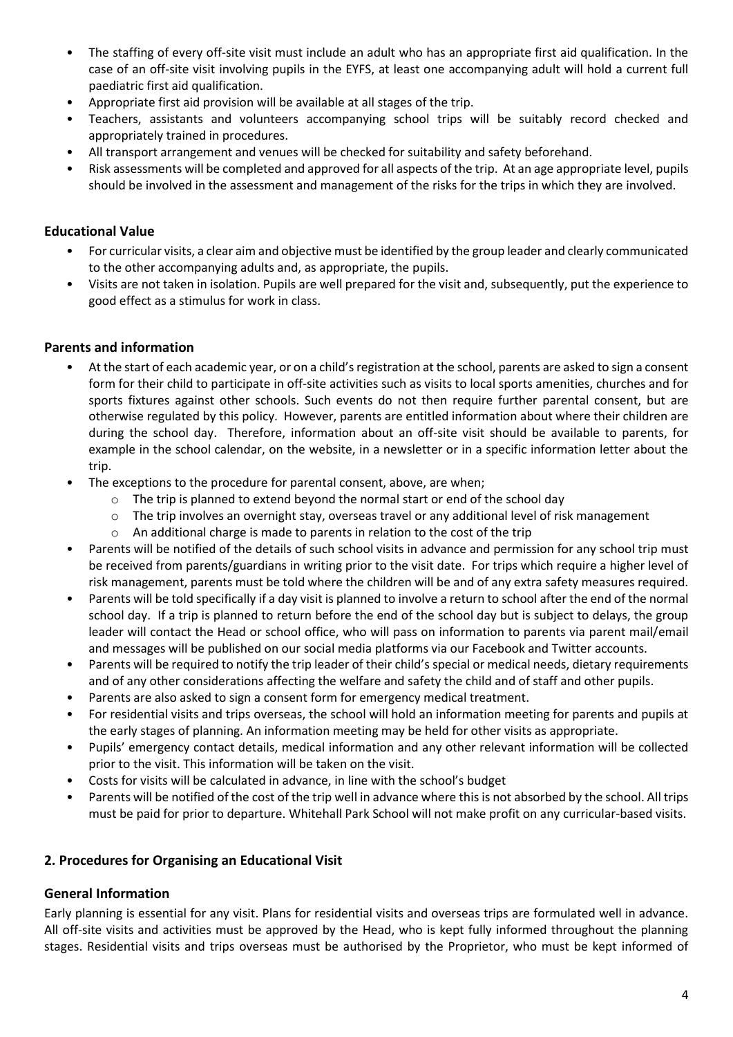- The staffing of every off-site visit must include an adult who has an appropriate first aid qualification. In the case of an off-site visit involving pupils in the EYFS, at least one accompanying adult will hold a current full paediatric first aid qualification.
- Appropriate first aid provision will be available at all stages of the trip.
- Teachers, assistants and volunteers accompanying school trips will be suitably record checked and appropriately trained in procedures.
- All transport arrangement and venues will be checked for suitability and safety beforehand.
- Risk assessments will be completed and approved for all aspects of the trip. At an age appropriate level, pupils should be involved in the assessment and management of the risks for the trips in which they are involved.

### Educational Value

- For curricular visits, a clear aim and objective must be identified by the group leader and clearly communicated to the other accompanying adults and, as appropriate, the pupils.
- Visits are not taken in isolation. Pupils are well prepared for the visit and, subsequently, put the experience to good effect as a stimulus for work in class.

### Parents and information

- At the start of each academic year, or on a child's registration at the school, parents are asked to sign a consent form for their child to participate in off-site activities such as visits to local sports amenities, churches and for sports fixtures against other schools. Such events do not then require further parental consent, but are otherwise regulated by this policy. However, parents are entitled information about where their children are during the school day. Therefore, information about an off-site visit should be available to parents, for example in the school calendar, on the website, in a newsletter or in a specific information letter about the trip.
- The exceptions to the procedure for parental consent, above, are when;
  - The trip is planned to extend beyond the normal start or end of the school day
  - The trip involves an overnight stay, overseas travel or any additional level of risk management
  - An additional charge is made to parents in relation to the cost of the trip
- Parents will be notified of the details of such school visits in advance and permission for any school trip must be received from parents/guardians in writing prior to the visit date. For trips which require a higher level of risk management, parents must be told where the children will be and of any extra safety measures required.
- Parents will be told specifically if a day visit is planned to involve a return to school after the end of the normal school day. If a trip is planned to return before the end of the school day but is subject to delays, the group leader will contact the Head or school office, who will pass on information to parents via parent mail/email and messages will be published on our social media platforms via our Facebook and Twitter accounts.
- Parents will be required to notify the trip leader of their child's special or medical needs, dietary requirements and of any other considerations affecting the welfare and safety the child and of staff and other pupils.
- Parents are also asked to sign a consent form for emergency medical treatment.
- For residential visits and trips overseas, the school will hold an information meeting for parents and pupils at the early stages of planning. An information meeting may be held for other visits as appropriate.
- Pupils' emergency contact details, medical information and any other relevant information will be collected prior to the visit. This information will be taken on the visit.
- Costs for visits will be calculated in advance, in line with the school's budget
- Parents will be notified of the cost of the trip well in advance where this is not absorbed by the school. All trips must be paid for prior to departure. Whitehall Park School will not make profit on any curricular-based visits.

## 2. Procedures for Organising an Educational Visit

### General Information

Early planning is essential for any visit. Plans for residential visits and overseas trips are formulated well in advance. All off-site visits and activities must be approved by the Head, who is kept fully informed throughout the planning stages. Residential visits and trips overseas must be authorised by the Proprietor, who must be kept informed of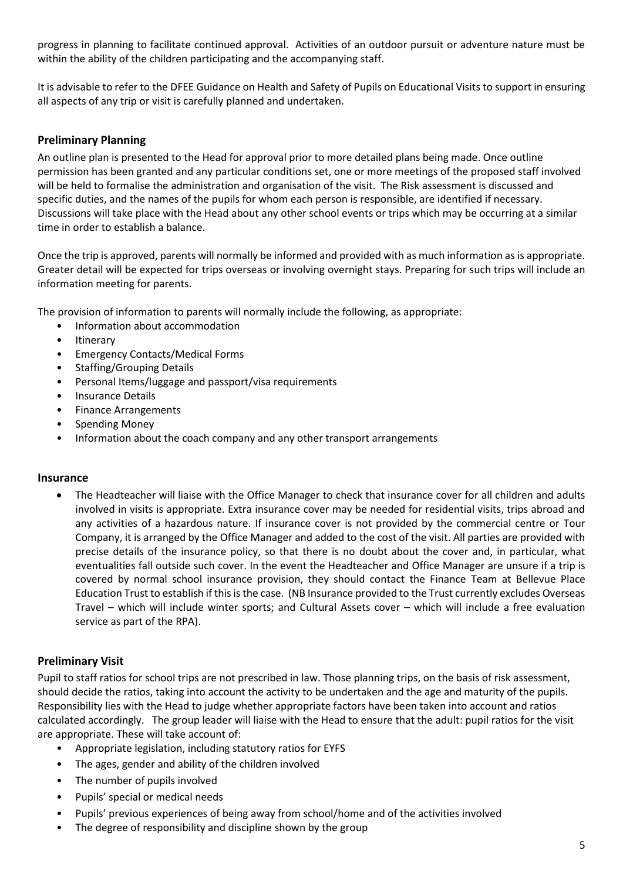progress in planning to facilitate continued approval. Activities of an outdoor pursuit or adventure nature must be within the ability of the children participating and the accompanying staff.

It is advisable to refer to the DFEE Guidance on Health and Safety of Pupils on Educational Visits to support in ensuring all aspects of any trip or visit is carefully planned and undertaken.

## Preliminary Planning

An outline plan is presented to the Head for approval prior to more detailed plans being made. Once outline permission has been granted and any particular conditions set, one or more meetings of the proposed staff involved will be held to formalise the administration and organisation of the visit. The Risk assessment is discussed and specific duties, and the names of the pupils for whom each person is responsible, are identified if necessary. Discussions will take place with the Head about any other school events or trips which may be occurring at a similar time in order to establish a balance.

Once the trip is approved, parents will normally be informed and provided with as much information as is appropriate. Greater detail will be expected for trips overseas or involving overnight stays. Preparing for such trips will include an information meeting for parents.

The provision of information to parents will normally include the following, as appropriate:

- Information about accommodation
- Itinerary
- Emergency Contacts/Medical Forms
- Staffing/Grouping Details
- Personal Items/luggage and passport/visa requirements
- Insurance Details
- Finance Arrangements
- Spending Money
- Information about the coach company and any other transport arrangements

## Insurance

- The Headteacher will liaise with the Office Manager to check that insurance cover for all children and adults involved in visits is appropriate. Extra insurance cover may be needed for residential visits, trips abroad and any activities of a hazardous nature. If insurance cover is not provided by the commercial centre or Tour Company, it is arranged by the Office Manager and added to the cost of the visit. All parties are provided with precise details of the insurance policy, so that there is no doubt about the cover and, in particular, what eventualities fall outside such cover. In the event the Headteacher and Office Manager are unsure if a trip is covered by normal school insurance provision, they should contact the Finance Team at Bellevue Place Education Trust to establish if this is the case. (NB Insurance provided to the Trust currently excludes Overseas Travel – which will include winter sports; and Cultural Assets cover – which will include a free evaluation service as part of the RPA).

## Preliminary Visit

Pupil to staff ratios for school trips are not prescribed in law. Those planning trips, on the basis of risk assessment, should decide the ratios, taking into account the activity to be undertaken and the age and maturity of the pupils. Responsibility lies with the Head to judge whether appropriate factors have been taken into account and ratios calculated accordingly. The group leader will liaise with the Head to ensure that the adult: pupil ratios for the visit are appropriate. These will take account of:

- Appropriate legislation, including statutory ratios for EYFS
- The ages, gender and ability of the children involved
- The number of pupils involved
- Pupils' special or medical needs
- Pupils' previous experiences of being away from school/home and of the activities involved
- The degree of responsibility and discipline shown by the group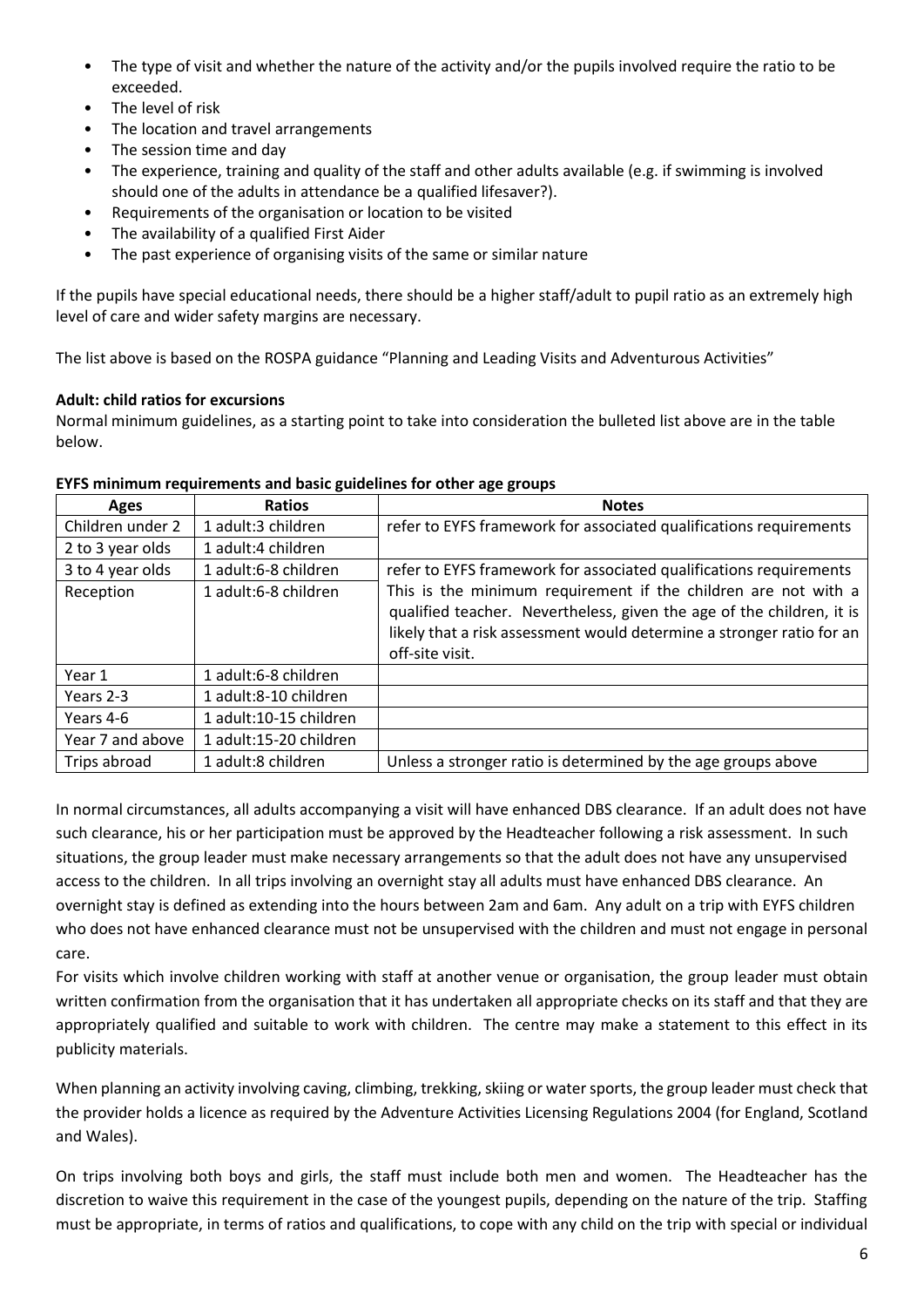- The type of visit and whether the nature of the activity and/or the pupils involved require the ratio to be exceeded.
- The level of risk
- The location and travel arrangements
- The session time and day
- The experience, training and quality of the staff and other adults available (e.g. if swimming is involved should one of the adults in attendance be a qualified lifesaver?).
- Requirements of the organisation or location to be visited
- The availability of a qualified First Aider
- The past experience of organising visits of the same or similar nature

If the pupils have special educational needs, there should be a higher staff/adult to pupil ratio as an extremely high level of care and wider safety margins are necessary.

The list above is based on the ROSPA guidance "Planning and Leading Visits and Adventurous Activities"

**Adult: child ratios for excursions**

Normal minimum guidelines, as a starting point to take into consideration the bulleted list above are in the table below.

**EYFS minimum requirements and basic guidelines for other age groups**

| Ages | Ratios | Notes |
|---|---|---|
| Children under 2 | 1 adult:3 children | refer to EYFS framework for associated qualifications requirements |
| 2 to 3 year olds | 1 adult:4 children | |
| 3 to 4 year olds | 1 adult:6-8 children | refer to EYFS framework for associated qualifications requirements |
| Reception | 1 adult:6-8 children | This is the minimum requirement if the children are not with a qualified teacher. Nevertheless, given the age of the children, it is likely that a risk assessment would determine a stronger ratio for an off-site visit. |
| Year 1 | 1 adult:6-8 children | |
| Years 2-3 | 1 adult:8-10 children | |
| Years 4-6 | 1 adult:10-15 children | |
| Year 7 and above | 1 adult:15-20 children | |
| Trips abroad | 1 adult:8 children | Unless a stronger ratio is determined by the age groups above |

In normal circumstances, all adults accompanying a visit will have enhanced DBS clearance. If an adult does not have such clearance, his or her participation must be approved by the Headteacher following a risk assessment. In such situations, the group leader must make necessary arrangements so that the adult does not have any unsupervised access to the children. In all trips involving an overnight stay all adults must have enhanced DBS clearance. An overnight stay is defined as extending into the hours between 2am and 6am. Any adult on a trip with EYFS children who does not have enhanced clearance must not be unsupervised with the children and must not engage in personal care.

For visits which involve children working with staff at another venue or organisation, the group leader must obtain written confirmation from the organisation that it has undertaken all appropriate checks on its staff and that they are appropriately qualified and suitable to work with children. The centre may make a statement to this effect in its publicity materials.

When planning an activity involving caving, climbing, trekking, skiing or water sports, the group leader must check that the provider holds a licence as required by the Adventure Activities Licensing Regulations 2004 (for England, Scotland and Wales).

On trips involving both boys and girls, the staff must include both men and women. The Headteacher has the discretion to waive this requirement in the case of the youngest pupils, depending on the nature of the trip. Staffing must be appropriate, in terms of ratios and qualifications, to cope with any child on the trip with special or individual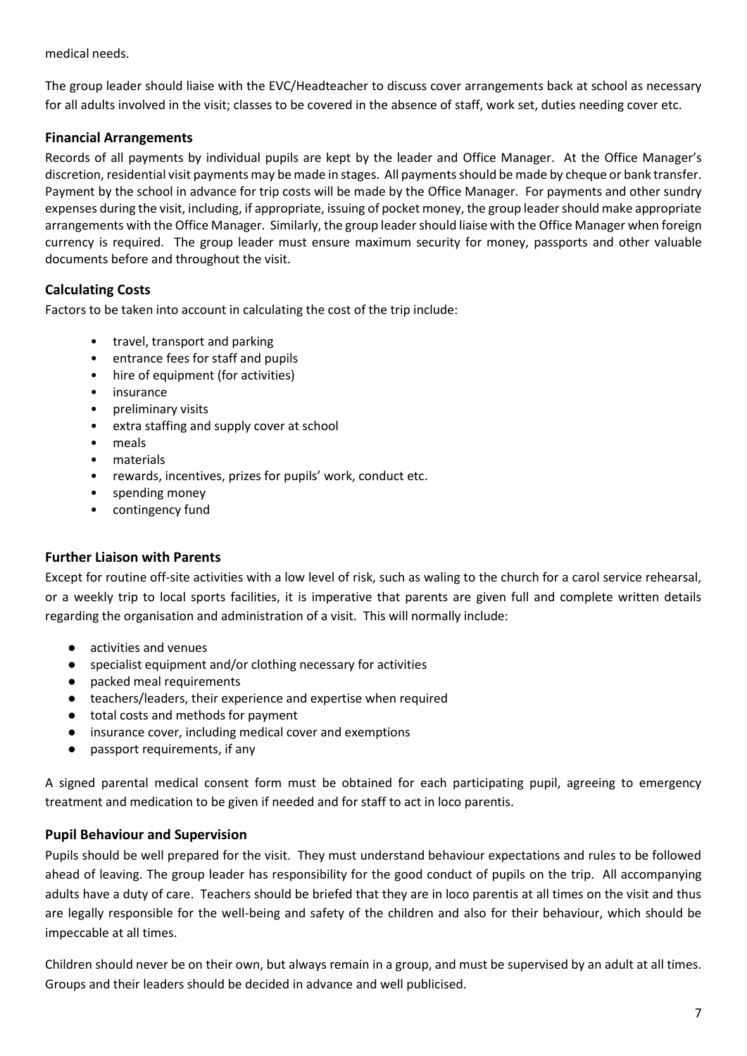medical needs.

The group leader should liaise with the EVC/Headteacher to discuss cover arrangements back at school as necessary for all adults involved in the visit; classes to be covered in the absence of staff, work set, duties needing cover etc.

### Financial Arrangements

Records of all payments by individual pupils are kept by the leader and Office Manager. At the Office Manager's discretion, residential visit payments may be made in stages. All payments should be made by cheque or bank transfer. Payment by the school in advance for trip costs will be made by the Office Manager. For payments and other sundry expenses during the visit, including, if appropriate, issuing of pocket money, the group leader should make appropriate arrangements with the Office Manager. Similarly, the group leader should liaise with the Office Manager when foreign currency is required. The group leader must ensure maximum security for money, passports and other valuable documents before and throughout the visit.

### Calculating Costs

Factors to be taken into account in calculating the cost of the trip include:

- travel, transport and parking
- entrance fees for staff and pupils
- hire of equipment (for activities)
- insurance
- preliminary visits
- extra staffing and supply cover at school
- meals
- materials
- rewards, incentives, prizes for pupils' work, conduct etc.
- spending money
- contingency fund

### Further Liaison with Parents

Except for routine off-site activities with a low level of risk, such as waling to the church for a carol service rehearsal, or a weekly trip to local sports facilities, it is imperative that parents are given full and complete written details regarding the organisation and administration of a visit. This will normally include:

- activities and venues
- specialist equipment and/or clothing necessary for activities
- packed meal requirements
- teachers/leaders, their experience and expertise when required
- total costs and methods for payment
- insurance cover, including medical cover and exemptions
- passport requirements, if any

A signed parental medical consent form must be obtained for each participating pupil, agreeing to emergency treatment and medication to be given if needed and for staff to act in loco parentis.

### Pupil Behaviour and Supervision

Pupils should be well prepared for the visit. They must understand behaviour expectations and rules to be followed ahead of leaving. The group leader has responsibility for the good conduct of pupils on the trip. All accompanying adults have a duty of care. Teachers should be briefed that they are in loco parentis at all times on the visit and thus are legally responsible for the well-being and safety of the children and also for their behaviour, which should be impeccable at all times.

Children should never be on their own, but always remain in a group, and must be supervised by an adult at all times. Groups and their leaders should be decided in advance and well publicised.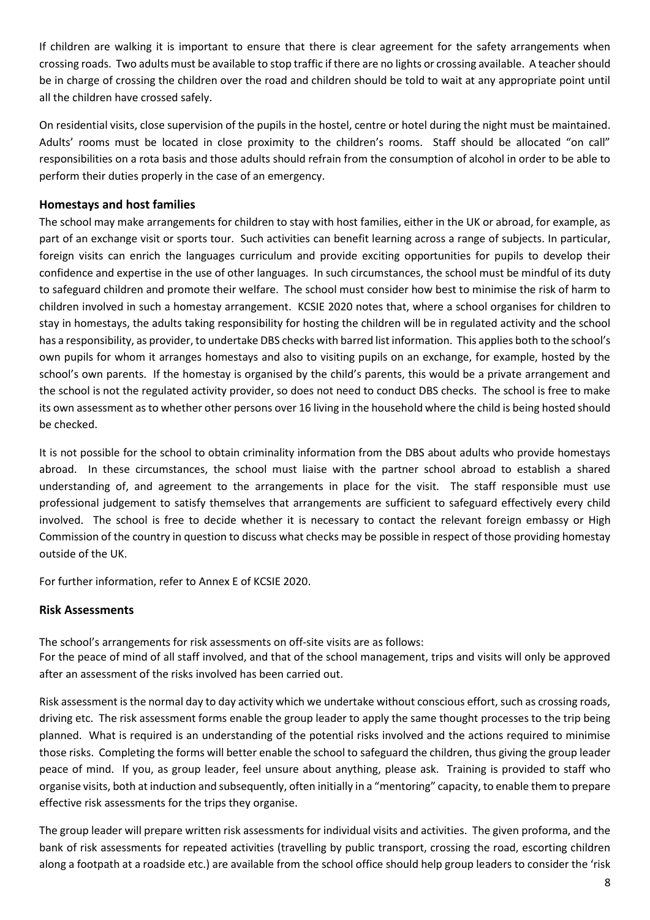If children are walking it is important to ensure that there is clear agreement for the safety arrangements when crossing roads. Two adults must be available to stop traffic if there are no lights or crossing available. A teacher should be in charge of crossing the children over the road and children should be told to wait at any appropriate point until all the children have crossed safely.

On residential visits, close supervision of the pupils in the hostel, centre or hotel during the night must be maintained. Adults' rooms must be located in close proximity to the children's rooms. Staff should be allocated "on call" responsibilities on a rota basis and those adults should refrain from the consumption of alcohol in order to be able to perform their duties properly in the case of an emergency.

### Homestays and host families

The school may make arrangements for children to stay with host families, either in the UK or abroad, for example, as part of an exchange visit or sports tour. Such activities can benefit learning across a range of subjects. In particular, foreign visits can enrich the languages curriculum and provide exciting opportunities for pupils to develop their confidence and expertise in the use of other languages. In such circumstances, the school must be mindful of its duty to safeguard children and promote their welfare. The school must consider how best to minimise the risk of harm to children involved in such a homestay arrangement. KCSIE 2020 notes that, where a school organises for children to stay in homestays, the adults taking responsibility for hosting the children will be in regulated activity and the school has a responsibility, as provider, to undertake DBS checks with barred list information. This applies both to the school's own pupils for whom it arranges homestays and also to visiting pupils on an exchange, for example, hosted by the school's own parents. If the homestay is organised by the child's parents, this would be a private arrangement and the school is not the regulated activity provider, so does not need to conduct DBS checks. The school is free to make its own assessment as to whether other persons over 16 living in the household where the child is being hosted should be checked.

It is not possible for the school to obtain criminality information from the DBS about adults who provide homestays abroad. In these circumstances, the school must liaise with the partner school abroad to establish a shared understanding of, and agreement to the arrangements in place for the visit. The staff responsible must use professional judgement to satisfy themselves that arrangements are sufficient to safeguard effectively every child involved. The school is free to decide whether it is necessary to contact the relevant foreign embassy or High Commission of the country in question to discuss what checks may be possible in respect of those providing homestay outside of the UK.

For further information, refer to Annex E of KCSIE 2020.

### Risk Assessments

The school's arrangements for risk assessments on off-site visits are as follows:
For the peace of mind of all staff involved, and that of the school management, trips and visits will only be approved after an assessment of the risks involved has been carried out.

Risk assessment is the normal day to day activity which we undertake without conscious effort, such as crossing roads, driving etc. The risk assessment forms enable the group leader to apply the same thought processes to the trip being planned. What is required is an understanding of the potential risks involved and the actions required to minimise those risks. Completing the forms will better enable the school to safeguard the children, thus giving the group leader peace of mind. If you, as group leader, feel unsure about anything, please ask. Training is provided to staff who organise visits, both at induction and subsequently, often initially in a "mentoring" capacity, to enable them to prepare effective risk assessments for the trips they organise.

The group leader will prepare written risk assessments for individual visits and activities. The given proforma, and the bank of risk assessments for repeated activities (travelling by public transport, crossing the road, escorting children along a footpath at a roadside etc.) are available from the school office should help group leaders to consider the 'risk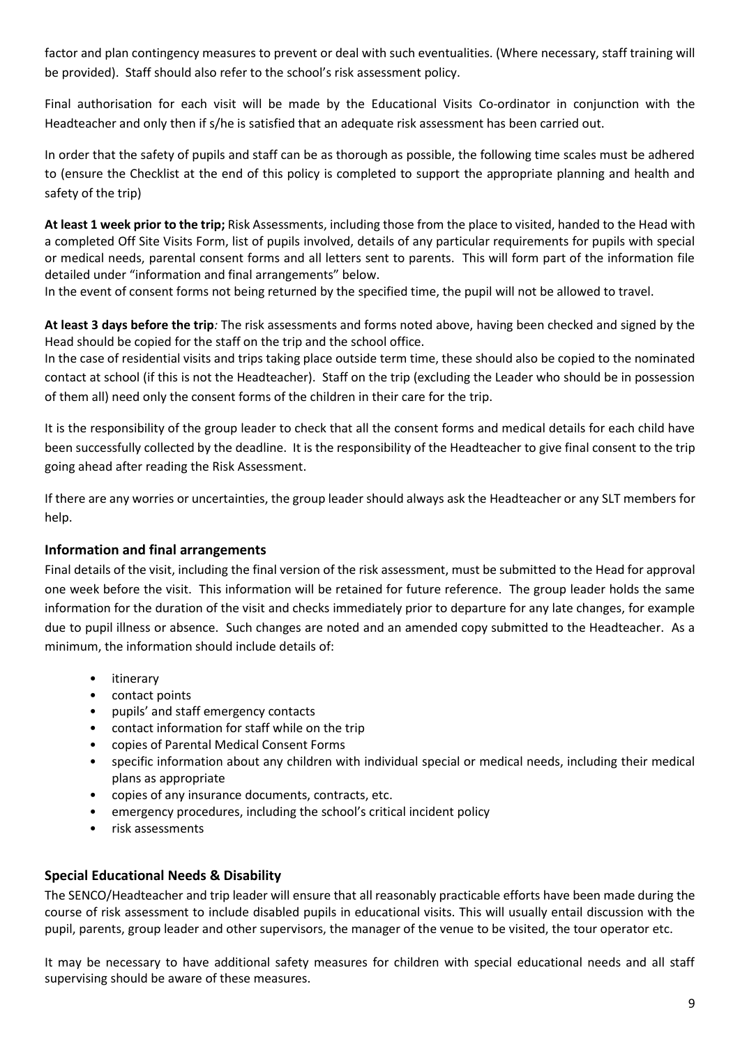factor and plan contingency measures to prevent or deal with such eventualities. (Where necessary, staff training will be provided). Staff should also refer to the school's risk assessment policy.

Final authorisation for each visit will be made by the Educational Visits Co-ordinator in conjunction with the Headteacher and only then if s/he is satisfied that an adequate risk assessment has been carried out.

In order that the safety of pupils and staff can be as thorough as possible, the following time scales must be adhered to (ensure the Checklist at the end of this policy is completed to support the appropriate planning and health and safety of the trip)

**At least 1 week prior to the trip;** Risk Assessments, including those from the place to visited, handed to the Head with a completed Off Site Visits Form, list of pupils involved, details of any particular requirements for pupils with special or medical needs, parental consent forms and all letters sent to parents. This will form part of the information file detailed under "information and final arrangements" below.
In the event of consent forms not being returned by the specified time, the pupil will not be allowed to travel.

**At least 3 days before the trip***:* The risk assessments and forms noted above, having been checked and signed by the Head should be copied for the staff on the trip and the school office.
In the case of residential visits and trips taking place outside term time, these should also be copied to the nominated contact at school (if this is not the Headteacher). Staff on the trip (excluding the Leader who should be in possession of them all) need only the consent forms of the children in their care for the trip.

It is the responsibility of the group leader to check that all the consent forms and medical details for each child have been successfully collected by the deadline. It is the responsibility of the Headteacher to give final consent to the trip going ahead after reading the Risk Assessment.

If there are any worries or uncertainties, the group leader should always ask the Headteacher or any SLT members for help.

### Information and final arrangements

Final details of the visit, including the final version of the risk assessment, must be submitted to the Head for approval one week before the visit. This information will be retained for future reference. The group leader holds the same information for the duration of the visit and checks immediately prior to departure for any late changes, for example due to pupil illness or absence. Such changes are noted and an amended copy submitted to the Headteacher. As a minimum, the information should include details of:

- itinerary
- contact points
- pupils' and staff emergency contacts
- contact information for staff while on the trip
- copies of Parental Medical Consent Forms
- specific information about any children with individual special or medical needs, including their medical plans as appropriate
- copies of any insurance documents, contracts, etc.
- emergency procedures, including the school's critical incident policy
- risk assessments

### Special Educational Needs & Disability

The SENCO/Headteacher and trip leader will ensure that all reasonably practicable efforts have been made during the course of risk assessment to include disabled pupils in educational visits. This will usually entail discussion with the pupil, parents, group leader and other supervisors, the manager of the venue to be visited, the tour operator etc.

It may be necessary to have additional safety measures for children with special educational needs and all staff supervising should be aware of these measures.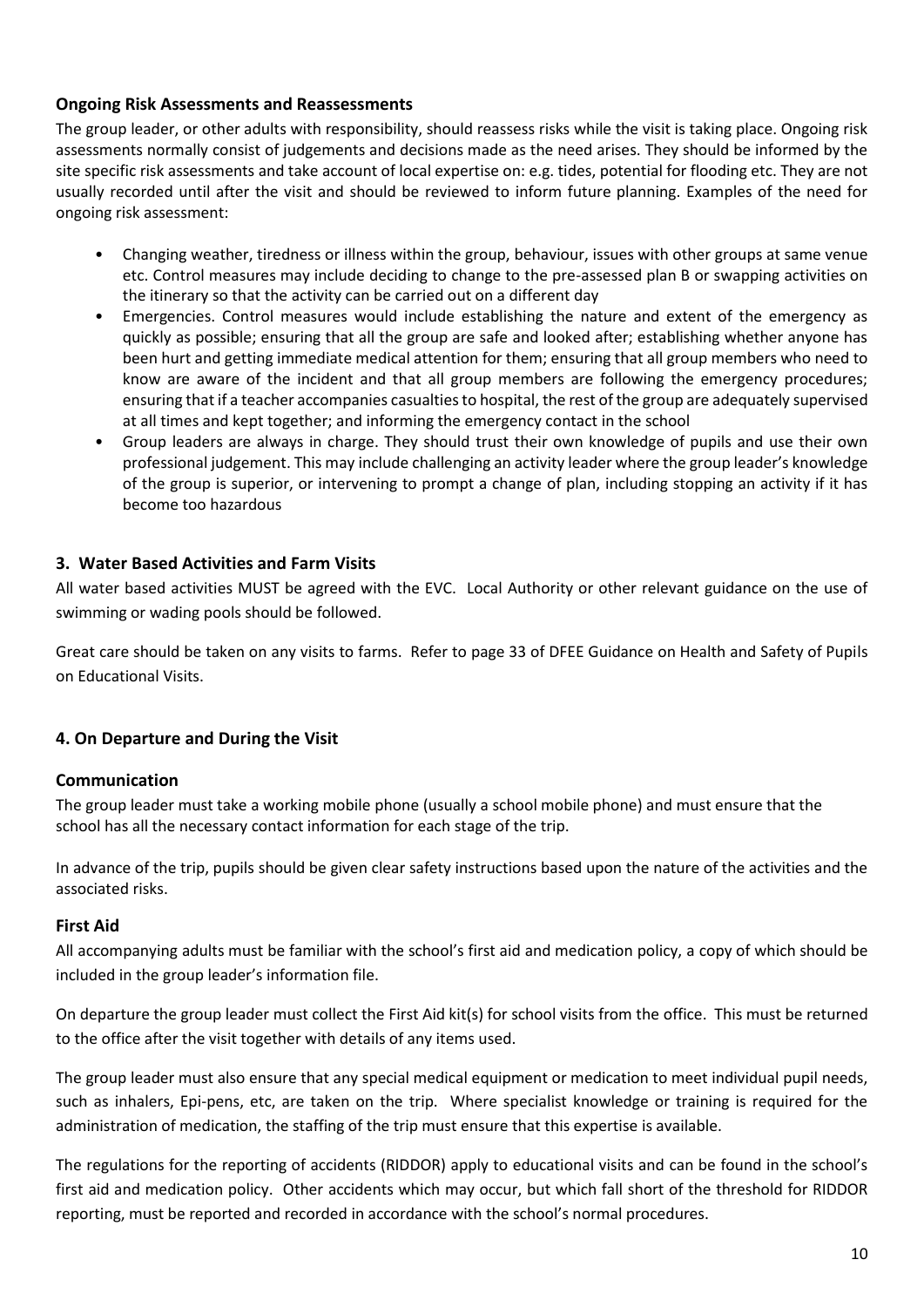### Ongoing Risk Assessments and Reassessments

The group leader, or other adults with responsibility, should reassess risks while the visit is taking place. Ongoing risk assessments normally consist of judgements and decisions made as the need arises. They should be informed by the site specific risk assessments and take account of local expertise on: e.g. tides, potential for flooding etc. They are not usually recorded until after the visit and should be reviewed to inform future planning. Examples of the need for ongoing risk assessment:

- Changing weather, tiredness or illness within the group, behaviour, issues with other groups at same venue etc. Control measures may include deciding to change to the pre-assessed plan B or swapping activities on the itinerary so that the activity can be carried out on a different day
- Emergencies. Control measures would include establishing the nature and extent of the emergency as quickly as possible; ensuring that all the group are safe and looked after; establishing whether anyone has been hurt and getting immediate medical attention for them; ensuring that all group members who need to know are aware of the incident and that all group members are following the emergency procedures; ensuring that if a teacher accompanies casualties to hospital, the rest of the group are adequately supervised at all times and kept together; and informing the emergency contact in the school
- Group leaders are always in charge. They should trust their own knowledge of pupils and use their own professional judgement. This may include challenging an activity leader where the group leader's knowledge of the group is superior, or intervening to prompt a change of plan, including stopping an activity if it has become too hazardous

## 3. Water Based Activities and Farm Visits

All water based activities MUST be agreed with the EVC. Local Authority or other relevant guidance on the use of swimming or wading pools should be followed.

Great care should be taken on any visits to farms. Refer to page 33 of DFEE Guidance on Health and Safety of Pupils on Educational Visits.

## 4. On Departure and During the Visit

### Communication

The group leader must take a working mobile phone (usually a school mobile phone) and must ensure that the school has all the necessary contact information for each stage of the trip.

In advance of the trip, pupils should be given clear safety instructions based upon the nature of the activities and the associated risks.

### First Aid

All accompanying adults must be familiar with the school's first aid and medication policy, a copy of which should be included in the group leader's information file.

On departure the group leader must collect the First Aid kit(s) for school visits from the office. This must be returned to the office after the visit together with details of any items used.

The group leader must also ensure that any special medical equipment or medication to meet individual pupil needs, such as inhalers, Epi-pens, etc, are taken on the trip. Where specialist knowledge or training is required for the administration of medication, the staffing of the trip must ensure that this expertise is available.

The regulations for the reporting of accidents (RIDDOR) apply to educational visits and can be found in the school's first aid and medication policy. Other accidents which may occur, but which fall short of the threshold for RIDDOR reporting, must be reported and recorded in accordance with the school's normal procedures.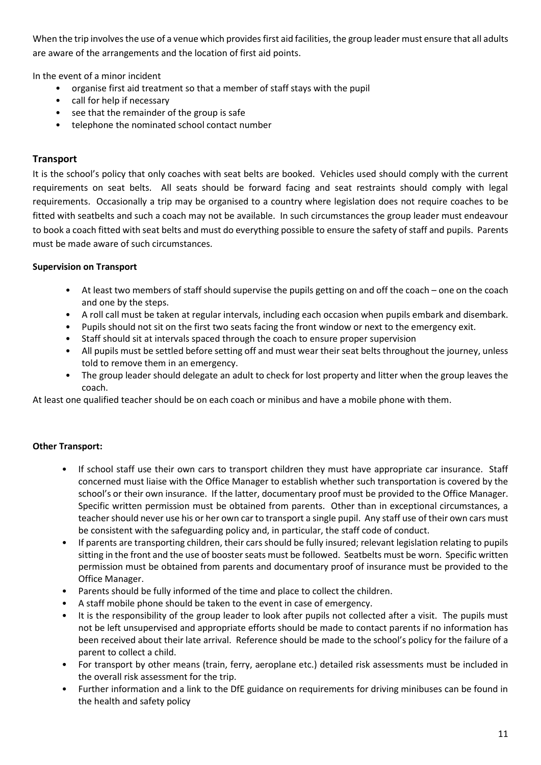When the trip involves the use of a venue which provides first aid facilities, the group leader must ensure that all adults are aware of the arrangements and the location of first aid points.

In the event of a minor incident

- organise first aid treatment so that a member of staff stays with the pupil
- call for help if necessary
- see that the remainder of the group is safe
- telephone the nominated school contact number

## Transport

It is the school's policy that only coaches with seat belts are booked. Vehicles used should comply with the current requirements on seat belts. All seats should be forward facing and seat restraints should comply with legal requirements. Occasionally a trip may be organised to a country where legislation does not require coaches to be fitted with seatbelts and such a coach may not be available. In such circumstances the group leader must endeavour to book a coach fitted with seat belts and must do everything possible to ensure the safety of staff and pupils. Parents must be made aware of such circumstances.

**Supervision on Transport**

- At least two members of staff should supervise the pupils getting on and off the coach – one on the coach and one by the steps.
- A roll call must be taken at regular intervals, including each occasion when pupils embark and disembark.
- Pupils should not sit on the first two seats facing the front window or next to the emergency exit.
- Staff should sit at intervals spaced through the coach to ensure proper supervision
- All pupils must be settled before setting off and must wear their seat belts throughout the journey, unless told to remove them in an emergency.
- The group leader should delegate an adult to check for lost property and litter when the group leaves the coach.

At least one qualified teacher should be on each coach or minibus and have a mobile phone with them.

**Other Transport:**

- If school staff use their own cars to transport children they must have appropriate car insurance. Staff concerned must liaise with the Office Manager to establish whether such transportation is covered by the school's or their own insurance. If the latter, documentary proof must be provided to the Office Manager. Specific written permission must be obtained from parents. Other than in exceptional circumstances, a teacher should never use his or her own car to transport a single pupil. Any staff use of their own cars must be consistent with the safeguarding policy and, in particular, the staff code of conduct.
- If parents are transporting children, their cars should be fully insured; relevant legislation relating to pupils sitting in the front and the use of booster seats must be followed. Seatbelts must be worn. Specific written permission must be obtained from parents and documentary proof of insurance must be provided to the Office Manager.
- Parents should be fully informed of the time and place to collect the children.
- A staff mobile phone should be taken to the event in case of emergency.
- It is the responsibility of the group leader to look after pupils not collected after a visit. The pupils must not be left unsupervised and appropriate efforts should be made to contact parents if no information has been received about their late arrival. Reference should be made to the school's policy for the failure of a parent to collect a child.
- For transport by other means (train, ferry, aeroplane etc.) detailed risk assessments must be included in the overall risk assessment for the trip.
- Further information and a link to the DfE guidance on requirements for driving minibuses can be found in the health and safety policy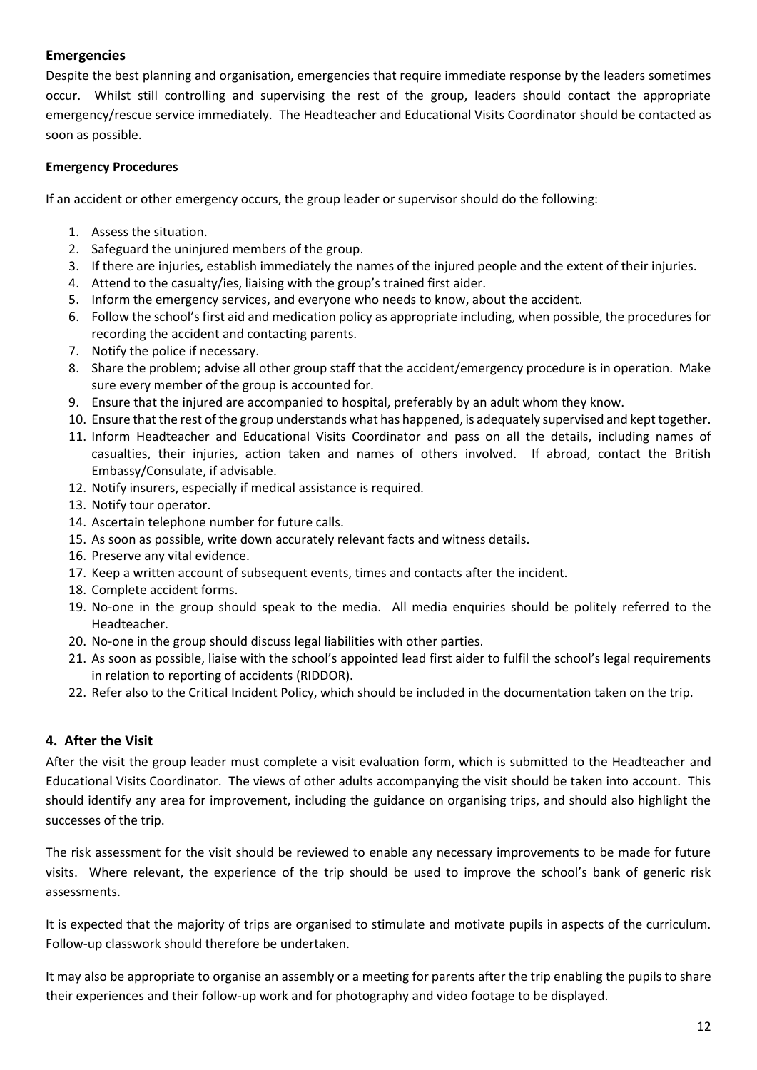## Emergencies

Despite the best planning and organisation, emergencies that require immediate response by the leaders sometimes occur. Whilst still controlling and supervising the rest of the group, leaders should contact the appropriate emergency/rescue service immediately. The Headteacher and Educational Visits Coordinator should be contacted as soon as possible.

### Emergency Procedures

If an accident or other emergency occurs, the group leader or supervisor should do the following:

1. Assess the situation.
2. Safeguard the uninjured members of the group.
3. If there are injuries, establish immediately the names of the injured people and the extent of their injuries.
4. Attend to the casualty/ies, liaising with the group's trained first aider.
5. Inform the emergency services, and everyone who needs to know, about the accident.
6. Follow the school's first aid and medication policy as appropriate including, when possible, the procedures for recording the accident and contacting parents.
7. Notify the police if necessary.
8. Share the problem; advise all other group staff that the accident/emergency procedure is in operation. Make sure every member of the group is accounted for.
9. Ensure that the injured are accompanied to hospital, preferably by an adult whom they know.
10. Ensure that the rest of the group understands what has happened, is adequately supervised and kept together.
11. Inform Headteacher and Educational Visits Coordinator and pass on all the details, including names of casualties, their injuries, action taken and names of others involved. If abroad, contact the British Embassy/Consulate, if advisable.
12. Notify insurers, especially if medical assistance is required.
13. Notify tour operator.
14. Ascertain telephone number for future calls.
15. As soon as possible, write down accurately relevant facts and witness details.
16. Preserve any vital evidence.
17. Keep a written account of subsequent events, times and contacts after the incident.
18. Complete accident forms.
19. No-one in the group should speak to the media. All media enquiries should be politely referred to the Headteacher.
20. No-one in the group should discuss legal liabilities with other parties.
21. As soon as possible, liaise with the school's appointed lead first aider to fulfil the school's legal requirements in relation to reporting of accidents (RIDDOR).
22. Refer also to the Critical Incident Policy, which should be included in the documentation taken on the trip.

## 4. After the Visit

After the visit the group leader must complete a visit evaluation form, which is submitted to the Headteacher and Educational Visits Coordinator. The views of other adults accompanying the visit should be taken into account. This should identify any area for improvement, including the guidance on organising trips, and should also highlight the successes of the trip.

The risk assessment for the visit should be reviewed to enable any necessary improvements to be made for future visits. Where relevant, the experience of the trip should be used to improve the school's bank of generic risk assessments.

It is expected that the majority of trips are organised to stimulate and motivate pupils in aspects of the curriculum. Follow-up classwork should therefore be undertaken.

It may also be appropriate to organise an assembly or a meeting for parents after the trip enabling the pupils to share their experiences and their follow-up work and for photography and video footage to be displayed.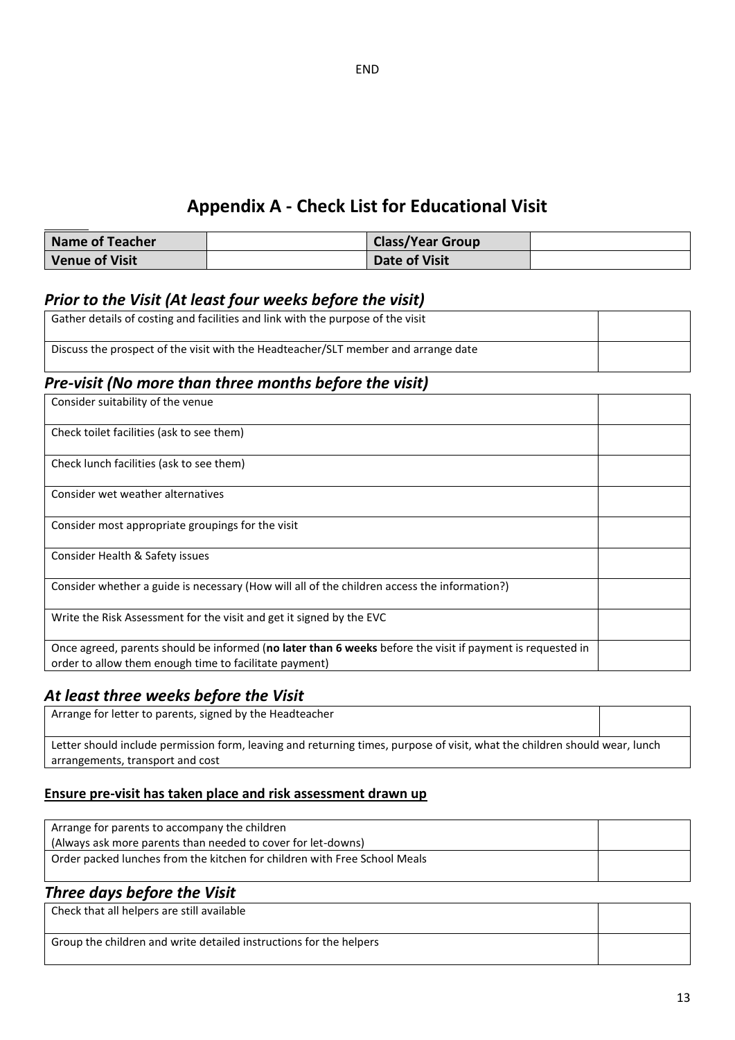END

# Appendix A - Check List for Educational Visit

| **Name of Teacher** | | **Class/Year Group** | |
|---|---|---|---|
| **Venue of Visit** | | **Date of Visit** | |

### *Prior to the Visit (At least four weeks before the visit)*

| | |
|---|---|
| Gather details of costing and facilities and link with the purpose of the visit | |
| Discuss the prospect of the visit with the Headteacher/SLT member and arrange date | |

### *Pre-visit (No more than three months before the visit)*

| | |
|---|---|
| Consider suitability of the venue | |
| Check toilet facilities (ask to see them) | |
| Check lunch facilities (ask to see them) | |
| Consider wet weather alternatives | |
| Consider most appropriate groupings for the visit | |
| Consider Health & Safety issues | |
| Consider whether a guide is necessary (How will all of the children access the information?) | |
| Write the Risk Assessment for the visit and get it signed by the EVC | |
| Once agreed, parents should be informed (**no later than 6 weeks** before the visit if payment is requested in order to allow them enough time to facilitate payment) | |

### *At least three weeks before the Visit*

| | |
|---|---|
| Arrange for letter to parents, signed by the Headteacher | |
| Letter should include permission form, leaving and returning times, purpose of visit, what the children should wear, lunch arrangements, transport and cost | |

**<u>Ensure pre-visit has taken place and risk assessment drawn up</u>**

| | |
|---|---|
| Arrange for parents to accompany the children<br>(Always ask more parents than needed to cover for let-downs) | |
| Order packed lunches from the kitchen for children with Free School Meals | |

### *Three days before the Visit*

| | |
|---|---|
| Check that all helpers are still available | |
| Group the children and write detailed instructions for the helpers | |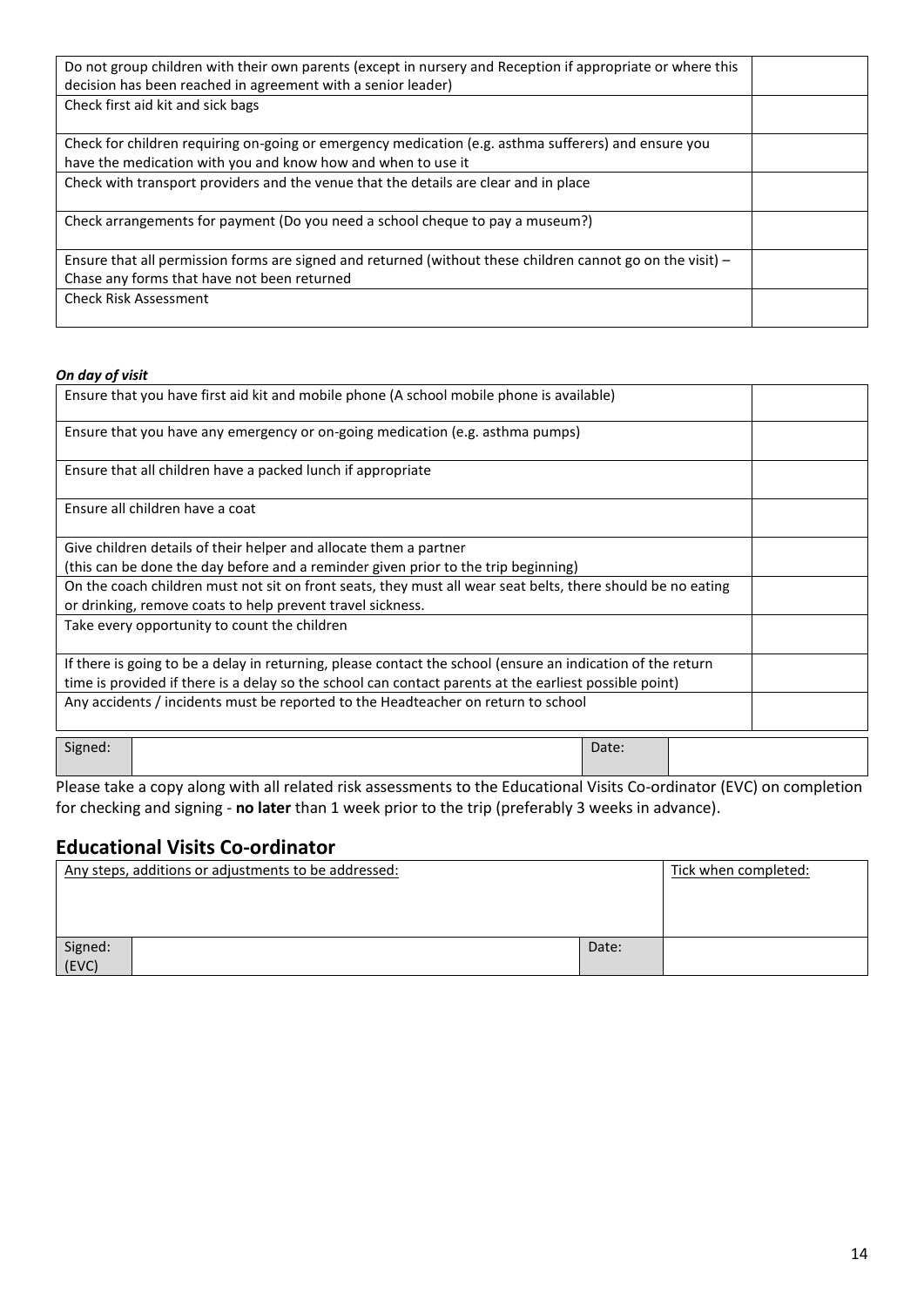| | |
|---|---|
| Do not group children with their own parents (except in nursery and Reception if appropriate or where this decision has been reached in agreement with a senior leader) | |
| Check first aid kit and sick bags | |
| Check for children requiring on-going or emergency medication (e.g. asthma sufferers) and ensure you have the medication with you and know how and when to use it | |
| Check with transport providers and the venue that the details are clear and in place | |
| Check arrangements for payment (Do you need a school cheque to pay a museum?) | |
| Ensure that all permission forms are signed and returned (without these children cannot go on the visit) – Chase any forms that have not been returned | |
| Check Risk Assessment | |

***On day of visit***

| | |
|---|---|
| Ensure that you have first aid kit and mobile phone (A school mobile phone is available) | |
| Ensure that you have any emergency or on-going medication (e.g. asthma pumps) | |
| Ensure that all children have a packed lunch if appropriate | |
| Ensure all children have a coat | |
| Give children details of their helper and allocate them a partner (this can be done the day before and a reminder given prior to the trip beginning) | |
| On the coach children must not sit on front seats, they must all wear seat belts, there should be no eating or drinking, remove coats to help prevent travel sickness. | |
| Take every opportunity to count the children | |
| If there is going to be a delay in returning, please contact the school (ensure an indication of the return time is provided if there is a delay so the school can contact parents at the earliest possible point) | |
| Any accidents / incidents must be reported to the Headteacher on return to school | |

| Signed: | | Date: | |
|---|---|---|---|

Please take a copy along with all related risk assessments to the Educational Visits Co-ordinator (EVC) on completion for checking and signing - **no later** than 1 week prior to the trip (preferably 3 weeks in advance).

## Educational Visits Co-ordinator

| Any steps, additions or adjustments to be addressed: | | | Tick when completed: |
|---|---|---|---|
| Signed: (EVC) | | Date: | |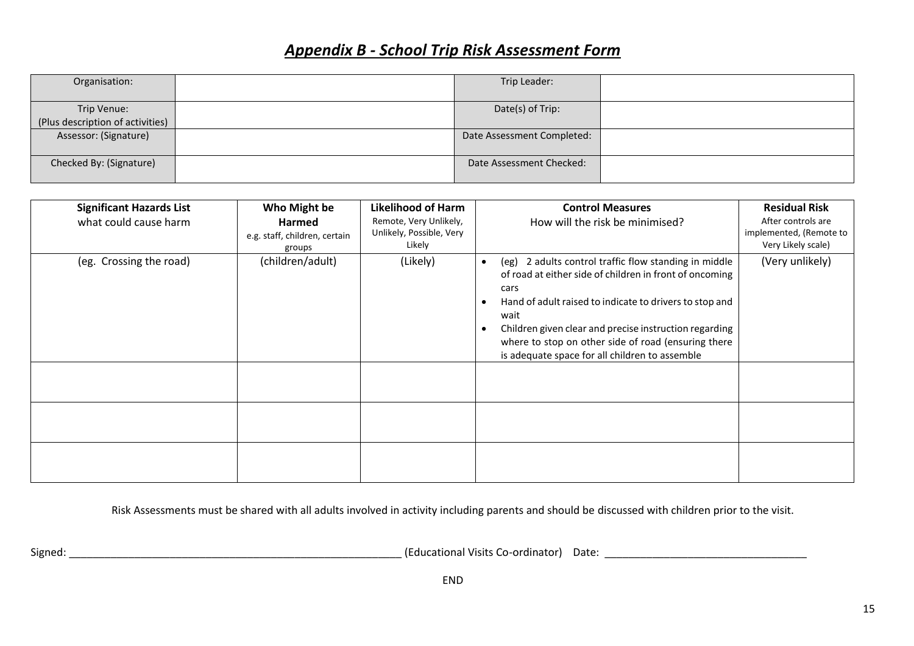# *Appendix B - School Trip Risk Assessment Form*

| | | | |
|---|---|---|---|
| Organisation: | | Trip Leader: | |
| Trip Venue: (Plus description of activities) | | Date(s) of Trip: | |
| Assessor: (Signature) | | Date Assessment Completed: | |
| Checked By: (Signature) | | Date Assessment Checked: | |

| **Significant Hazards List** what could cause harm | **Who Might be Harmed** e.g. staff, children, certain groups | **Likelihood of Harm** Remote, Very Unlikely, Unlikely, Possible, Very Likely | **Control Measures** How will the risk be minimised? | **Residual Risk** After controls are implemented, (Remote to Very Likely scale) |
|---|---|---|---|---|
| (eg. Crossing the road) | (children/adult) | (Likely) | • (eg) 2 adults control traffic flow standing in middle of road at either side of children in front of oncoming cars<br>• Hand of adult raised to indicate to drivers to stop and wait<br>• Children given clear and precise instruction regarding where to stop on other side of road (ensuring there is adequate space for all children to assemble | (Very unlikely) |
| | | | | |
| | | | | |
| | | | | |

Risk Assessments must be shared with all adults involved in activity including parents and should be discussed with children prior to the visit.

Signed: ________________________________________ (Educational Visits Co-ordinator) Date: ______________________________

END